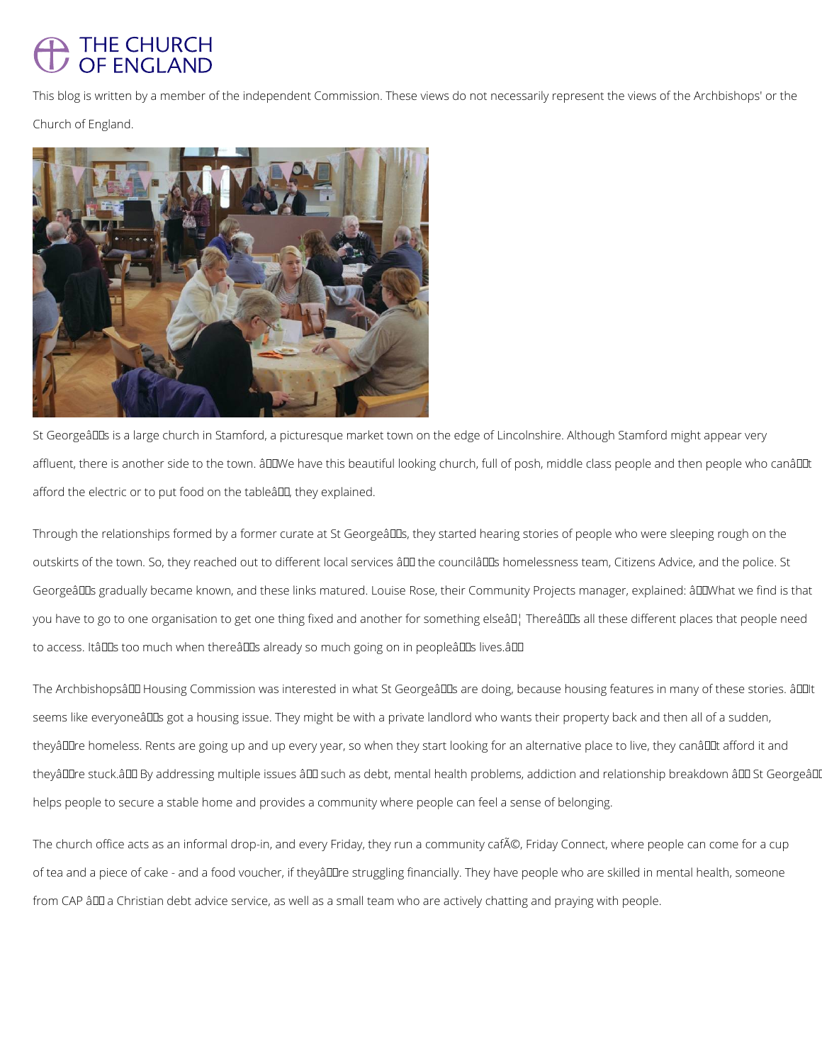THE CHURCH OF ENGLAND

This blog is written by a member of the independent Commission. These views do not necessarily represent the views of the Archbishops' or the Church of England.

St George's is a large church in Stamford, a picturesque market town on the edge of Lincolnshire. Although Stamford might appear very affluent, there is another side to the town. "We have this beautiful looking church, full of posh, middle class people and then people who can't afford the electric or to put food on the table", they explained.

Through the relationships formed by a former curate at St George's, they started hearing stories of people who were sleeping rough on the outskirts of the town. So, they reached out to different local services – the council's homelessness team, Citizens Advice, and the police. St George's gradually became known, and these links matured. Louise Rose, their Community Projects manager, explained: "What we find is that you have to go to one organisation to get one thing fixed and another for something else… There's all these different places that people need to access. It's too much when there's already so much going on in people's lives."

The Archbishops' Housing Commission was interested in what St George's are doing, because housing features in many of these stories. "It seems like everyone's got a housing issue. They might be with a private landlord who wants their property back and then all of a sudden, they're homeless. Rents are going up and up every year, so when they start looking for an alternative place to live, they can't afford it and they're stuck." By addressing multiple issues – such as debt, mental health problems, addiction and relationship breakdown – St George's helps people to secure a stable home and provides a community where people can feel a sense of belonging.

The church office acts as an informal drop-in, and every Friday, they run a community café, Friday Connect, where people can come for a cup of tea and a piece of cake - and a food voucher, if they're struggling financially. They have people who are skilled in mental health, someone from CAP – a Christian debt advice service, as well as a small team who are actively chatting and praying with people.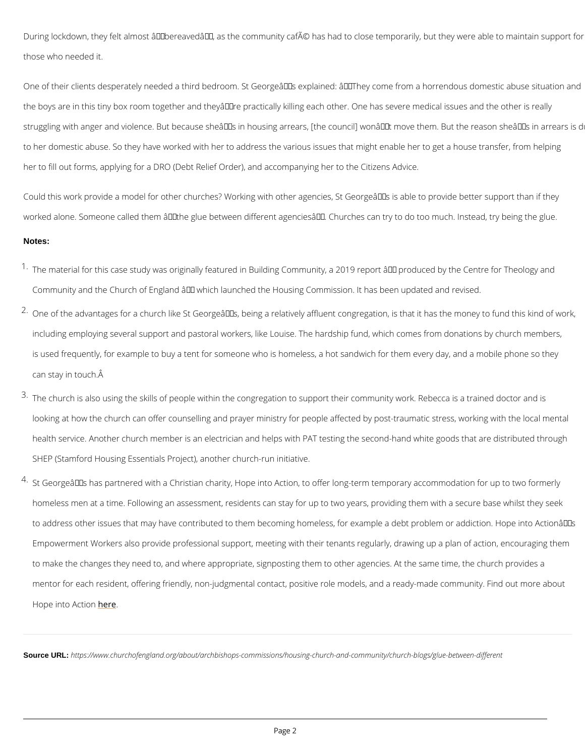During lockdown, they felt almost â€˜bereavedâ€™, as the community cafÃ© has had to close temporarily, but they were able to maintain support for those who needed it.

One of their clients desperately needed a third bedroom. St Georgeâ€™s explained: â€˜They come from a horrendous domestic abuse situation and the boys are in this tiny box room together and theyâ€™re practically killing each other. One has severe medical issues and the other is really struggling with anger and violence. But because sheâ€™s in housing arrears, [the council] wonâ€™t move them. But the reason sheâ€™s in arrears is du to her domestic abuse. So they have worked with her to address the various issues that might enable her to get a house transfer, from helping her to fill out forms, applying for a DRO (Debt Relief Order), and accompanying her to the Citizens Advice.

Could this work provide a model for other churches? Working with other agencies, St Georgeâ€™s is able to provide better support than if they worked alone. Someone called them â€˜the glue between different agenciesâ€™. Churches can try to do too much. Instead, try being the glue.

**Notes:**

1. The material for this case study was originally featured in Building Community, a 2019 report â€" produced by the Centre for Theology and Community and the Church of England â€" which launched the Housing Commission. It has been updated and revised.
2. One of the advantages for a church like St Georgeâ€™s, being a relatively affluent congregation, is that it has the money to fund this kind of work, including employing several support and pastoral workers, like Louise. The hardship fund, which comes from donations by church members, is used frequently, for example to buy a tent for someone who is homeless, a hot sandwich for them every day, and a mobile phone so they can stay in touch.Â
3. The church is also using the skills of people within the congregation to support their community work. Rebecca is a trained doctor and is looking at how the church can offer counselling and prayer ministry for people affected by post-traumatic stress, working with the local mental health service. Another church member is an electrician and helps with PAT testing the second-hand white goods that are distributed through SHEP (Stamford Housing Essentials Project), another church-run initiative.
4. St Georgeâ€™s has partnered with a Christian charity, Hope into Action, to offer long-term temporary accommodation for up to two formerly homeless men at a time. Following an assessment, residents can stay for up to two years, providing them with a secure base whilst they seek to address other issues that may have contributed to them becoming homeless, for example a debt problem or addiction. Hope into Actionâ€™s Empowerment Workers also provide professional support, meeting with their tenants regularly, drawing up a plan of action, encouraging them to make the changes they need to, and where appropriate, signposting them to other agencies. At the same time, the church provides a mentor for each resident, offering friendly, non-judgmental contact, positive role models, and a ready-made community. Find out more about Hope into Action here.

**Source URL:** *https://www.churchofengland.org/about/archbishops-commissions/housing-church-and-community/church-blogs/glue-between-different*